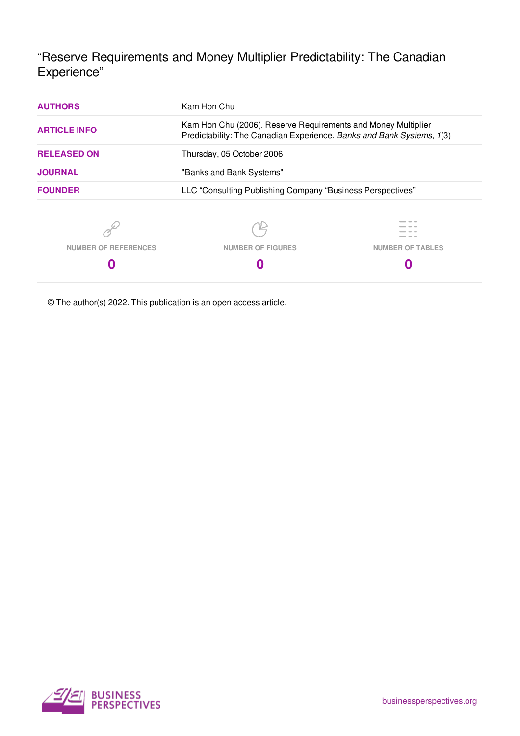# "Reserve Requirements and Money Multiplier Predictability: The Canadian Experience"

| | |
|---|---|
| **AUTHORS** | Kam Hon Chu |
| **ARTICLE INFO** | Kam Hon Chu (2006). Reserve Requirements and Money Multiplier Predictability: The Canadian Experience. *Banks and Bank Systems*, *1*(3) |
| **RELEASED ON** | Thursday, 05 October 2006 |
| **JOURNAL** | "Banks and Bank Systems" |
| **FOUNDER** | LLC "Consulting Publishing Company "Business Perspectives" |

| NUMBER OF REFERENCES | NUMBER OF FIGURES | NUMBER OF TABLES |
|---|---|---|
| **0** | **0** | **0** |

© The author(s) 2022. This publication is an open access article.

BUSINESS PERSPECTIVES

businessperspectives.org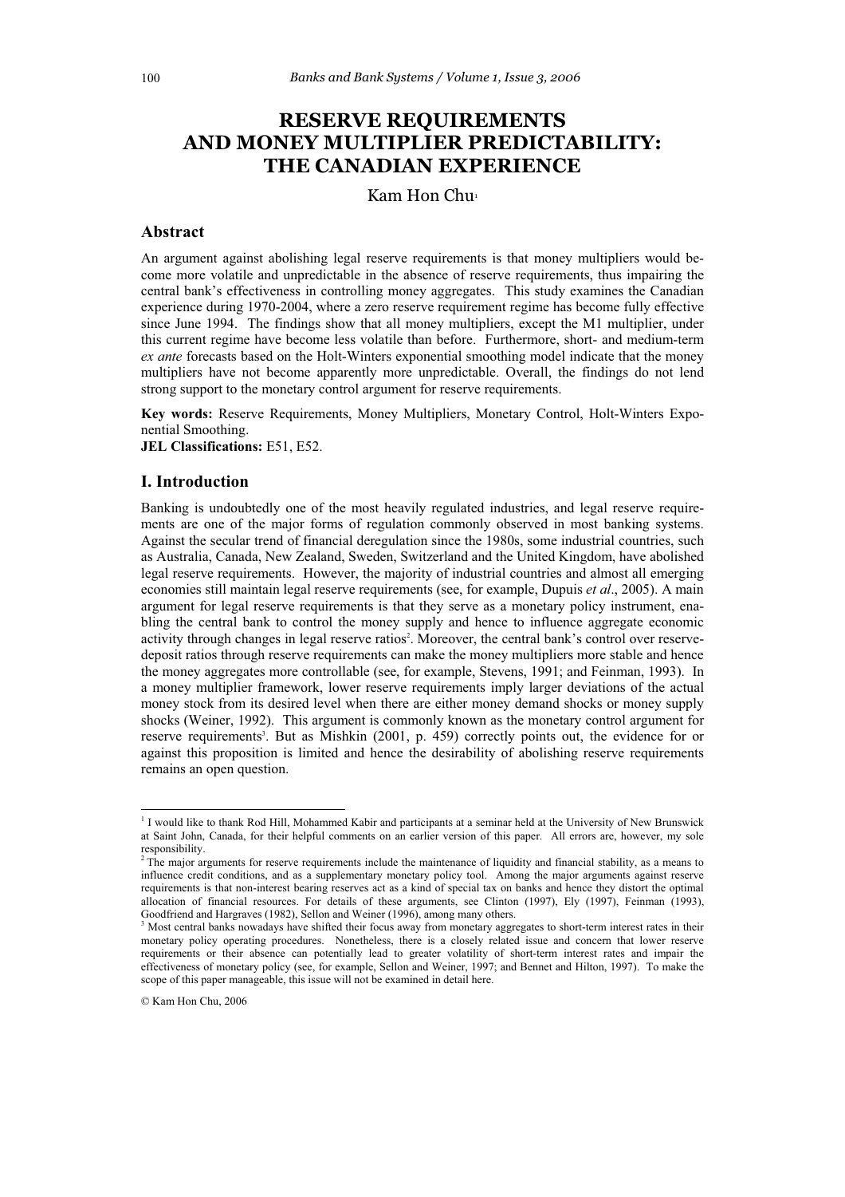# RESERVE REQUIREMENTS AND MONEY MULTIPLIER PREDICTABILITY: THE CANADIAN EXPERIENCE

Kam Hon Chu[1]

## Abstract

An argument against abolishing legal reserve requirements is that money multipliers would become more volatile and unpredictable in the absence of reserve requirements, thus impairing the central bank's effectiveness in controlling money aggregates. This study examines the Canadian experience during 1970-2004, where a zero reserve requirement regime has become fully effective since June 1994. The findings show that all money multipliers, except the M1 multiplier, under this current regime have become less volatile than before. Furthermore, short- and medium-term *ex ante* forecasts based on the Holt-Winters exponential smoothing model indicate that the money multipliers have not become apparently more unpredictable. Overall, the findings do not lend strong support to the monetary control argument for reserve requirements.

**Key words:** Reserve Requirements, Money Multipliers, Monetary Control, Holt-Winters Exponential Smoothing.

**JEL Classifications:** E51, E52.

## I. Introduction

Banking is undoubtedly one of the most heavily regulated industries, and legal reserve requirements are one of the major forms of regulation commonly observed in most banking systems. Against the secular trend of financial deregulation since the 1980s, some industrial countries, such as Australia, Canada, New Zealand, Sweden, Switzerland and the United Kingdom, have abolished legal reserve requirements. However, the majority of industrial countries and almost all emerging economies still maintain legal reserve requirements (see, for example, Dupuis *et al*., 2005). A main argument for legal reserve requirements is that they serve as a monetary policy instrument, enabling the central bank to control the money supply and hence to influence aggregate economic activity through changes in legal reserve ratios[2]. Moreover, the central bank's control over reserve-deposit ratios through reserve requirements can make the money multipliers more stable and hence the money aggregates more controllable (see, for example, Stevens, 1991; and Feinman, 1993). In a money multiplier framework, lower reserve requirements imply larger deviations of the actual money stock from its desired level when there are either money demand shocks or money supply shocks (Weiner, 1992). This argument is commonly known as the monetary control argument for reserve requirements[3]. But as Mishkin (2001, p. 459) correctly points out, the evidence for or against this proposition is limited and hence the desirability of abolishing reserve requirements remains an open question.

---

[1] I would like to thank Rod Hill, Mohammed Kabir and participants at a seminar held at the University of New Brunswick at Saint John, Canada, for their helpful comments on an earlier version of this paper. All errors are, however, my sole responsibility.

[2] The major arguments for reserve requirements include the maintenance of liquidity and financial stability, as a means to influence credit conditions, and as a supplementary monetary policy tool. Among the major arguments against reserve requirements is that non-interest bearing reserves act as a kind of special tax on banks and hence they distort the optimal allocation of financial resources. For details of these arguments, see Clinton (1997), Ely (1997), Feinman (1993), Goodfriend and Hargraves (1982), Sellon and Weiner (1996), among many others.

[3] Most central banks nowadays have shifted their focus away from monetary aggregates to short-term interest rates in their monetary policy operating procedures. Nonetheless, there is a closely related issue and concern that lower reserve requirements or their absence can potentially lead to greater volatility of short-term interest rates and impair the effectiveness of monetary policy (see, for example, Sellon and Weiner, 1997; and Bennet and Hilton, 1997). To make the scope of this paper manageable, this issue will not be examined in detail here.

© Kam Hon Chu, 2006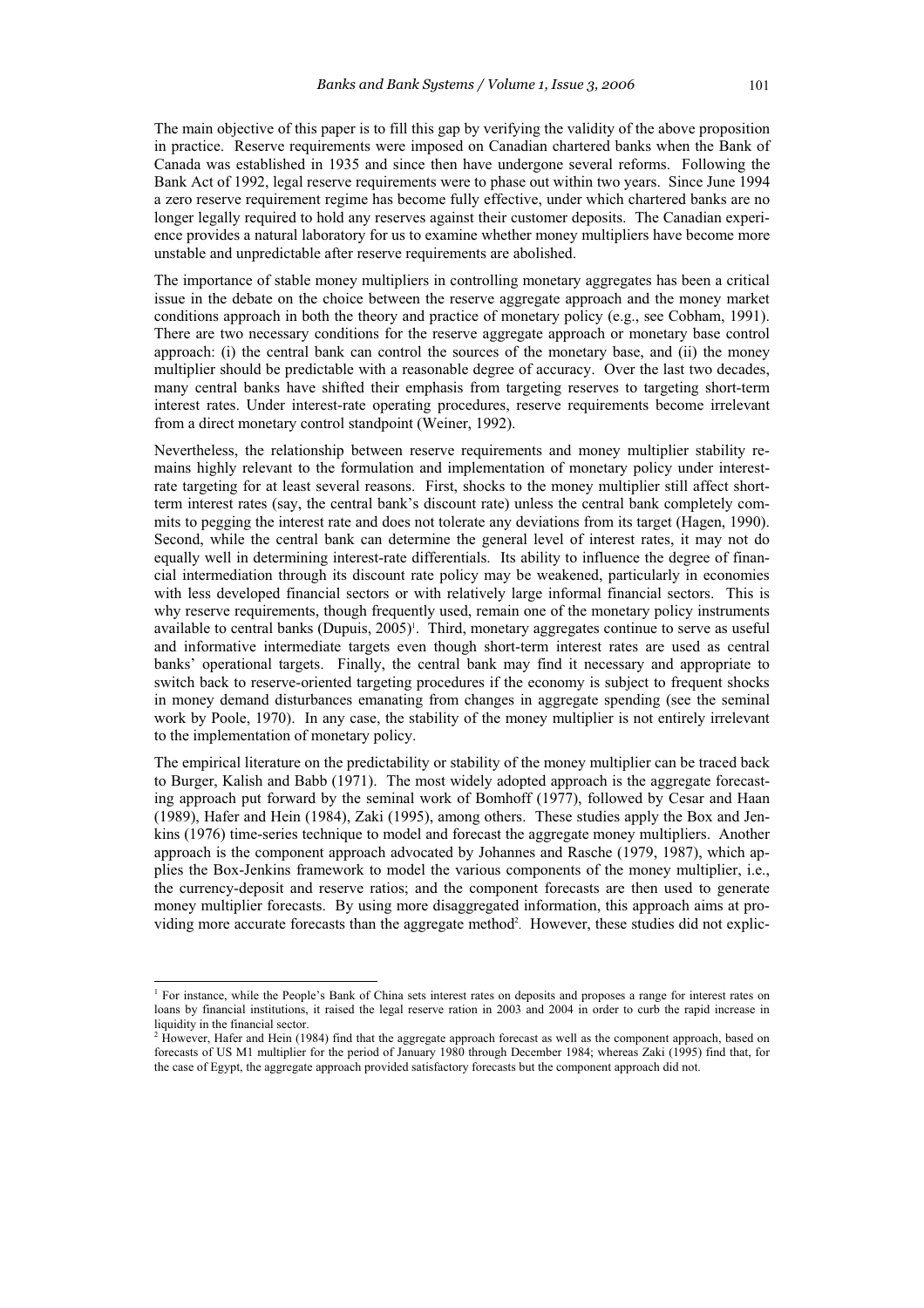The main objective of this paper is to fill this gap by verifying the validity of the above proposition in practice. Reserve requirements were imposed on Canadian chartered banks when the Bank of Canada was established in 1935 and since then have undergone several reforms. Following the Bank Act of 1992, legal reserve requirements were to phase out within two years. Since June 1994 a zero reserve requirement regime has become fully effective, under which chartered banks are no longer legally required to hold any reserves against their customer deposits. The Canadian experience provides a natural laboratory for us to examine whether money multipliers have become more unstable and unpredictable after reserve requirements are abolished.

The importance of stable money multipliers in controlling monetary aggregates has been a critical issue in the debate on the choice between the reserve aggregate approach and the money market conditions approach in both the theory and practice of monetary policy (e.g., see Cobham, 1991). There are two necessary conditions for the reserve aggregate approach or monetary base control approach: (i) the central bank can control the sources of the monetary base, and (ii) the money multiplier should be predictable with a reasonable degree of accuracy. Over the last two decades, many central banks have shifted their emphasis from targeting reserves to targeting short-term interest rates. Under interest-rate operating procedures, reserve requirements become irrelevant from a direct monetary control standpoint (Weiner, 1992).

Nevertheless, the relationship between reserve requirements and money multiplier stability remains highly relevant to the formulation and implementation of monetary policy under interest-rate targeting for at least several reasons. First, shocks to the money multiplier still affect short-term interest rates (say, the central bank's discount rate) unless the central bank completely commits to pegging the interest rate and does not tolerate any deviations from its target (Hagen, 1990). Second, while the central bank can determine the general level of interest rates, it may not do equally well in determining interest-rate differentials. Its ability to influence the degree of financial intermediation through its discount rate policy may be weakened, particularly in economies with less developed financial sectors or with relatively large informal financial sectors. This is why reserve requirements, though frequently used, remain one of the monetary policy instruments available to central banks (Dupuis, 2005)[1]. Third, monetary aggregates continue to serve as useful and informative intermediate targets even though short-term interest rates are used as central banks' operational targets. Finally, the central bank may find it necessary and appropriate to switch back to reserve-oriented targeting procedures if the economy is subject to frequent shocks in money demand disturbances emanating from changes in aggregate spending (see the seminal work by Poole, 1970). In any case, the stability of the money multiplier is not entirely irrelevant to the implementation of monetary policy.

The empirical literature on the predictability or stability of the money multiplier can be traced back to Burger, Kalish and Babb (1971). The most widely adopted approach is the aggregate forecasting approach put forward by the seminal work of Bomhoff (1977), followed by Cesar and Haan (1989), Hafer and Hein (1984), Zaki (1995), among others. These studies apply the Box and Jenkins (1976) time-series technique to model and forecast the aggregate money multipliers. Another approach is the component approach advocated by Johannes and Rasche (1979, 1987), which applies the Box-Jenkins framework to model the various components of the money multiplier, i.e., the currency-deposit and reserve ratios; and the component forecasts are then used to generate money multiplier forecasts. By using more disaggregated information, this approach aims at providing more accurate forecasts than the aggregate method[2]. However, these studies did not explic-

---

[1] For instance, while the People's Bank of China sets interest rates on deposits and proposes a range for interest rates on loans by financial institutions, it raised the legal reserve ration in 2003 and 2004 in order to curb the rapid increase in liquidity in the financial sector.

[2] However, Hafer and Hein (1984) find that the aggregate approach forecast as well as the component approach, based on forecasts of US M1 multiplier for the period of January 1980 through December 1984; whereas Zaki (1995) find that, for the case of Egypt, the aggregate approach provided satisfactory forecasts but the component approach did not.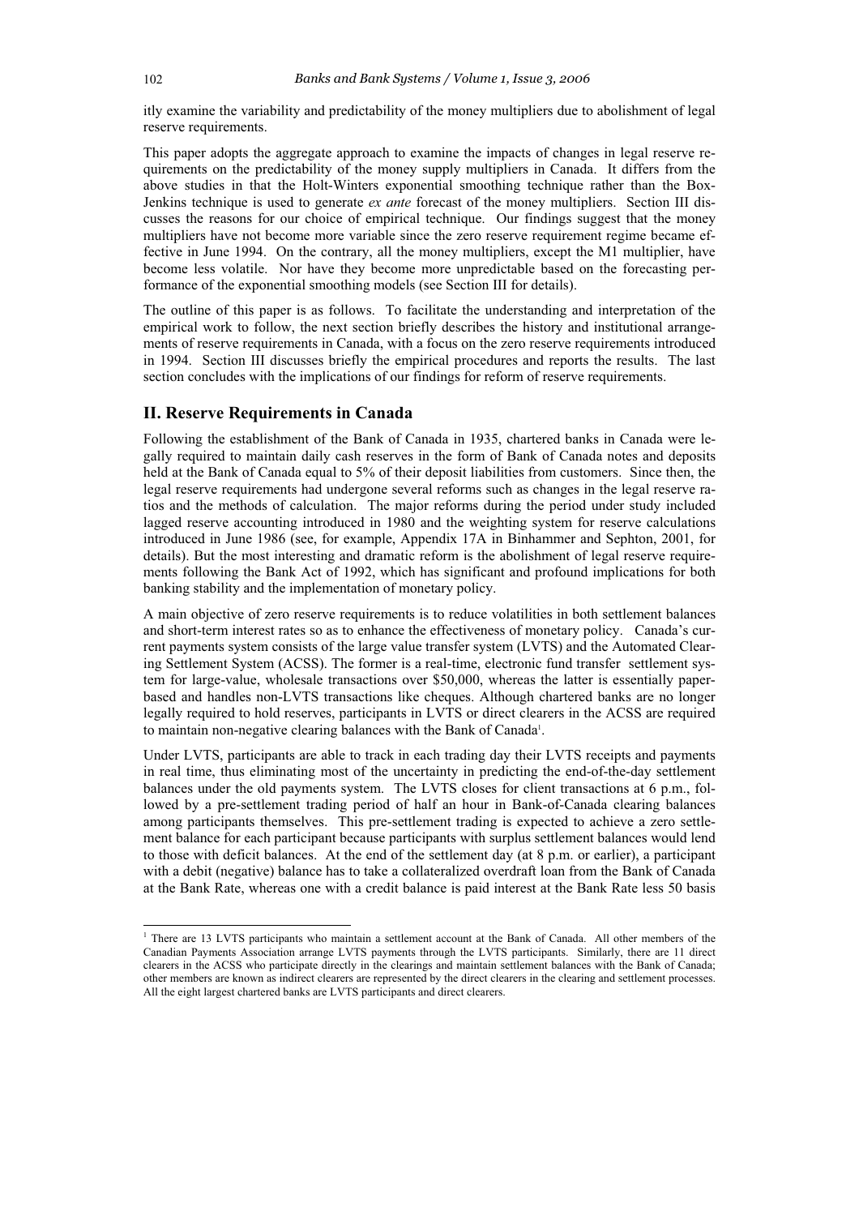itly examine the variability and predictability of the money multipliers due to abolishment of legal reserve requirements.

This paper adopts the aggregate approach to examine the impacts of changes in legal reserve requirements on the predictability of the money supply multipliers in Canada. It differs from the above studies in that the Holt-Winters exponential smoothing technique rather than the Box-Jenkins technique is used to generate *ex ante* forecast of the money multipliers. Section III discusses the reasons for our choice of empirical technique. Our findings suggest that the money multipliers have not become more variable since the zero reserve requirement regime became effective in June 1994. On the contrary, all the money multipliers, except the M1 multiplier, have become less volatile. Nor have they become more unpredictable based on the forecasting performance of the exponential smoothing models (see Section III for details).

The outline of this paper is as follows. To facilitate the understanding and interpretation of the empirical work to follow, the next section briefly describes the history and institutional arrangements of reserve requirements in Canada, with a focus on the zero reserve requirements introduced in 1994. Section III discusses briefly the empirical procedures and reports the results. The last section concludes with the implications of our findings for reform of reserve requirements.

## II. Reserve Requirements in Canada

Following the establishment of the Bank of Canada in 1935, chartered banks in Canada were legally required to maintain daily cash reserves in the form of Bank of Canada notes and deposits held at the Bank of Canada equal to 5% of their deposit liabilities from customers. Since then, the legal reserve requirements had undergone several reforms such as changes in the legal reserve ratios and the methods of calculation. The major reforms during the period under study included lagged reserve accounting introduced in 1980 and the weighting system for reserve calculations introduced in June 1986 (see, for example, Appendix 17A in Binhammer and Sephton, 2001, for details). But the most interesting and dramatic reform is the abolishment of legal reserve requirements following the Bank Act of 1992, which has significant and profound implications for both banking stability and the implementation of monetary policy.

A main objective of zero reserve requirements is to reduce volatilities in both settlement balances and short-term interest rates so as to enhance the effectiveness of monetary policy. Canada's current payments system consists of the large value transfer system (LVTS) and the Automated Clearing Settlement System (ACSS). The former is a real-time, electronic fund transfer settlement system for large-value, wholesale transactions over \$50,000, whereas the latter is essentially paper-based and handles non-LVTS transactions like cheques. Although chartered banks are no longer legally required to hold reserves, participants in LVTS or direct clearers in the ACSS are required to maintain non-negative clearing balances with the Bank of Canada[1].

Under LVTS, participants are able to track in each trading day their LVTS receipts and payments in real time, thus eliminating most of the uncertainty in predicting the end-of-the-day settlement balances under the old payments system. The LVTS closes for client transactions at 6 p.m., followed by a pre-settlement trading period of half an hour in Bank-of-Canada clearing balances among participants themselves. This pre-settlement trading is expected to achieve a zero settlement balance for each participant because participants with surplus settlement balances would lend to those with deficit balances. At the end of the settlement day (at 8 p.m. or earlier), a participant with a debit (negative) balance has to take a collateralized overdraft loan from the Bank of Canada at the Bank Rate, whereas one with a credit balance is paid interest at the Bank Rate less 50 basis

---

[1] There are 13 LVTS participants who maintain a settlement account at the Bank of Canada. All other members of the Canadian Payments Association arrange LVTS payments through the LVTS participants. Similarly, there are 11 direct clearers in the ACSS who participate directly in the clearings and maintain settlement balances with the Bank of Canada; other members are known as indirect clearers are represented by the direct clearers in the clearing and settlement processes. All the eight largest chartered banks are LVTS participants and direct clearers.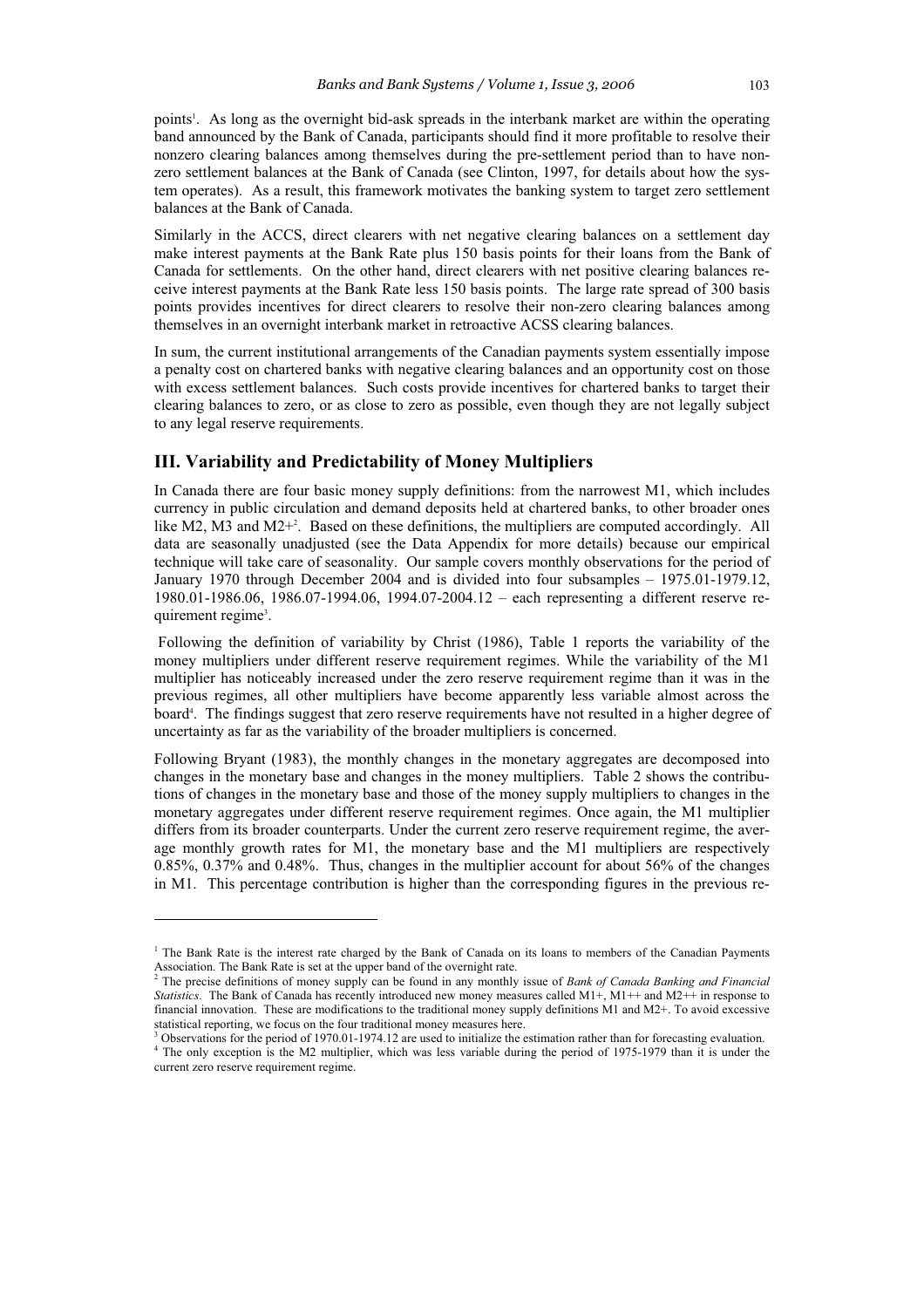points[1]. As long as the overnight bid-ask spreads in the interbank market are within the operating band announced by the Bank of Canada, participants should find it more profitable to resolve their nonzero clearing balances among themselves during the pre-settlement period than to have non-zero settlement balances at the Bank of Canada (see Clinton, 1997, for details about how the system operates). As a result, this framework motivates the banking system to target zero settlement balances at the Bank of Canada.

Similarly in the ACCS, direct clearers with net negative clearing balances on a settlement day make interest payments at the Bank Rate plus 150 basis points for their loans from the Bank of Canada for settlements. On the other hand, direct clearers with net positive clearing balances receive interest payments at the Bank Rate less 150 basis points. The large rate spread of 300 basis points provides incentives for direct clearers to resolve their non-zero clearing balances among themselves in an overnight interbank market in retroactive ACSS clearing balances.

In sum, the current institutional arrangements of the Canadian payments system essentially impose a penalty cost on chartered banks with negative clearing balances and an opportunity cost on those with excess settlement balances. Such costs provide incentives for chartered banks to target their clearing balances to zero, or as close to zero as possible, even though they are not legally subject to any legal reserve requirements.

## III. Variability and Predictability of Money Multipliers

In Canada there are four basic money supply definitions: from the narrowest M1, which includes currency in public circulation and demand deposits held at chartered banks, to other broader ones like M2, M3 and M2+[2]. Based on these definitions, the multipliers are computed accordingly. All data are seasonally unadjusted (see the Data Appendix for more details) because our empirical technique will take care of seasonality. Our sample covers monthly observations for the period of January 1970 through December 2004 and is divided into four subsamples – 1975.01-1979.12, 1980.01-1986.06, 1986.07-1994.06, 1994.07-2004.12 – each representing a different reserve requirement regime[3].

Following the definition of variability by Christ (1986), Table 1 reports the variability of the money multipliers under different reserve requirement regimes. While the variability of the M1 multiplier has noticeably increased under the zero reserve requirement regime than it was in the previous regimes, all other multipliers have become apparently less variable almost across the board[4]. The findings suggest that zero reserve requirements have not resulted in a higher degree of uncertainty as far as the variability of the broader multipliers is concerned.

Following Bryant (1983), the monthly changes in the monetary aggregates are decomposed into changes in the monetary base and changes in the money multipliers. Table 2 shows the contributions of changes in the monetary base and those of the money supply multipliers to changes in the monetary aggregates under different reserve requirement regimes. Once again, the M1 multiplier differs from its broader counterparts. Under the current zero reserve requirement regime, the average monthly growth rates for M1, the monetary base and the M1 multipliers are respectively 0.85%, 0.37% and 0.48%. Thus, changes in the multiplier account for about 56% of the changes in M1. This percentage contribution is higher than the corresponding figures in the previous re-

---

[1] The Bank Rate is the interest rate charged by the Bank of Canada on its loans to members of the Canadian Payments Association. The Bank Rate is set at the upper band of the overnight rate.

[2] The precise definitions of money supply can be found in any monthly issue of *Bank of Canada Banking and Financial Statistics*. The Bank of Canada has recently introduced new money measures called M1+, M1++ and M2++ in response to financial innovation. These are modifications to the traditional money supply definitions M1 and M2+. To avoid excessive statistical reporting, we focus on the four traditional money measures here.

[3] Observations for the period of 1970.01-1974.12 are used to initialize the estimation rather than for forecasting evaluation.

[4] The only exception is the M2 multiplier, which was less variable during the period of 1975-1979 than it is under the current zero reserve requirement regime.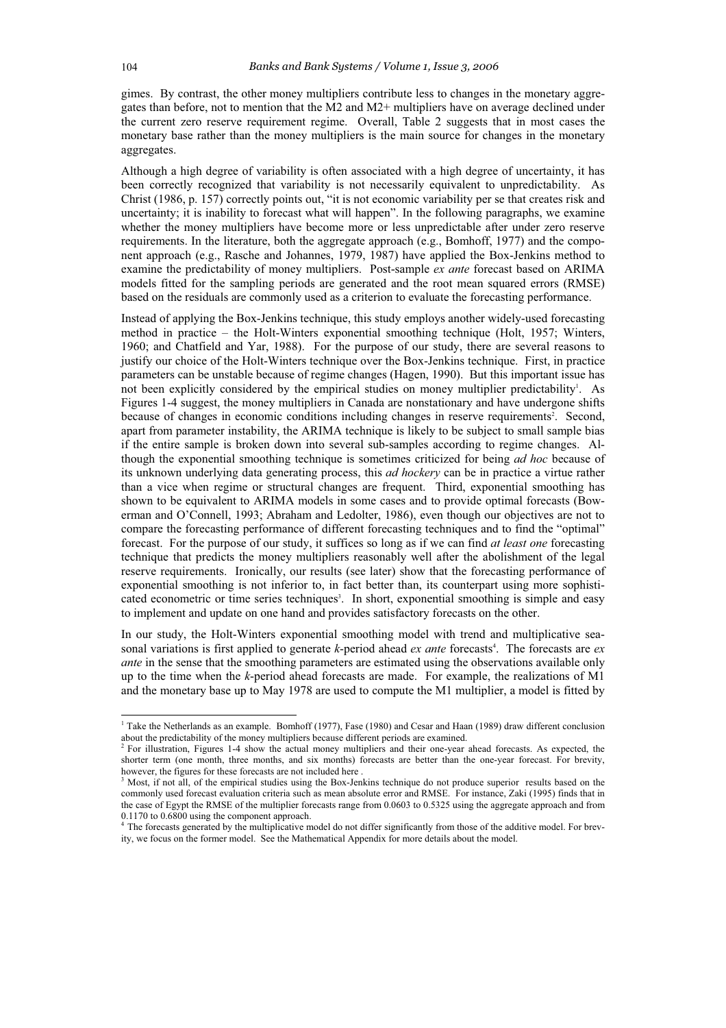gimes. By contrast, the other money multipliers contribute less to changes in the monetary aggregates than before, not to mention that the M2 and M2+ multipliers have on average declined under the current zero reserve requirement regime. Overall, Table 2 suggests that in most cases the monetary base rather than the money multipliers is the main source for changes in the monetary aggregates.

Although a high degree of variability is often associated with a high degree of uncertainty, it has been correctly recognized that variability is not necessarily equivalent to unpredictability. As Christ (1986, p. 157) correctly points out, "it is not economic variability per se that creates risk and uncertainty; it is inability to forecast what will happen". In the following paragraphs, we examine whether the money multipliers have become more or less unpredictable after under zero reserve requirements. In the literature, both the aggregate approach (e.g., Bomhoff, 1977) and the component approach (e.g., Rasche and Johannes, 1979, 1987) have applied the Box-Jenkins method to examine the predictability of money multipliers. Post-sample *ex ante* forecast based on ARIMA models fitted for the sampling periods are generated and the root mean squared errors (RMSE) based on the residuals are commonly used as a criterion to evaluate the forecasting performance.

Instead of applying the Box-Jenkins technique, this study employs another widely-used forecasting method in practice – the Holt-Winters exponential smoothing technique (Holt, 1957; Winters, 1960; and Chatfield and Yar, 1988). For the purpose of our study, there are several reasons to justify our choice of the Holt-Winters technique over the Box-Jenkins technique. First, in practice parameters can be unstable because of regime changes (Hagen, 1990). But this important issue has not been explicitly considered by the empirical studies on money multiplier predictability[1]. As Figures 1-4 suggest, the money multipliers in Canada are nonstationary and have undergone shifts because of changes in economic conditions including changes in reserve requirements[2]. Second, apart from parameter instability, the ARIMA technique is likely to be subject to small sample bias if the entire sample is broken down into several sub-samples according to regime changes. Although the exponential smoothing technique is sometimes criticized for being *ad hoc* because of its unknown underlying data generating process, this *ad hockery* can be in practice a virtue rather than a vice when regime or structural changes are frequent. Third, exponential smoothing has shown to be equivalent to ARIMA models in some cases and to provide optimal forecasts (Bowerman and O'Connell, 1993; Abraham and Ledolter, 1986), even though our objectives are not to compare the forecasting performance of different forecasting techniques and to find the "optimal" forecast. For the purpose of our study, it suffices so long as if we can find *at least one* forecasting technique that predicts the money multipliers reasonably well after the abolishment of the legal reserve requirements. Ironically, our results (see later) show that the forecasting performance of exponential smoothing is not inferior to, in fact better than, its counterpart using more sophisticated econometric or time series techniques[3]. In short, exponential smoothing is simple and easy to implement and update on one hand and provides satisfactory forecasts on the other.

In our study, the Holt-Winters exponential smoothing model with trend and multiplicative seasonal variations is first applied to generate $k$-period ahead *ex ante* forecasts[4]. The forecasts are *ex ante* in the sense that the smoothing parameters are estimated using the observations available only up to the time when the $k$-period ahead forecasts are made. For example, the realizations of M1 and the monetary base up to May 1978 are used to compute the M1 multiplier, a model is fitted by

---

[1] Take the Netherlands as an example. Bomhoff (1977), Fase (1980) and Cesar and Haan (1989) draw different conclusion about the predictability of the money multipliers because different periods are examined.

[2] For illustration, Figures 1-4 show the actual money multipliers and their one-year ahead forecasts. As expected, the shorter term (one month, three months, and six months) forecasts are better than the one-year forecast. For brevity, however, the figures for these forecasts are not included here .

[3] Most, if not all, of the empirical studies using the Box-Jenkins technique do not produce superior results based on the commonly used forecast evaluation criteria such as mean absolute error and RMSE. For instance, Zaki (1995) finds that in the case of Egypt the RMSE of the multiplier forecasts range from 0.0603 to 0.5325 using the aggregate approach and from 0.1170 to 0.6800 using the component approach.

[4] The forecasts generated by the multiplicative model do not differ significantly from those of the additive model. For brevity, we focus on the former model. See the Mathematical Appendix for more details about the model.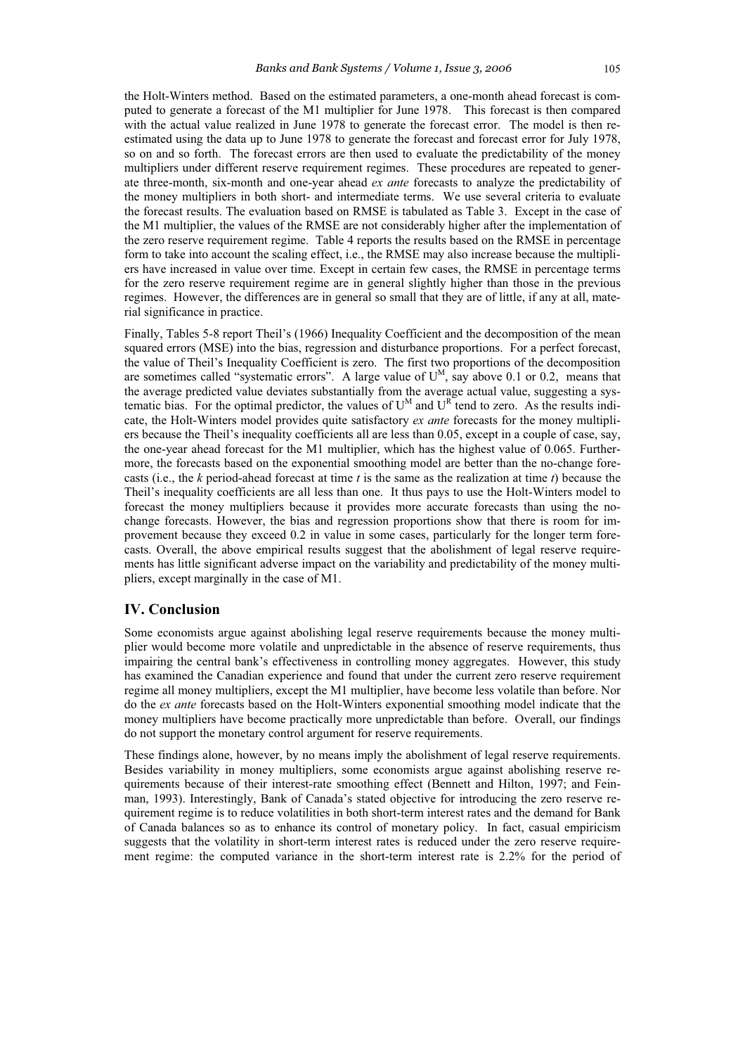the Holt-Winters method. Based on the estimated parameters, a one-month ahead forecast is computed to generate a forecast of the M1 multiplier for June 1978. This forecast is then compared with the actual value realized in June 1978 to generate the forecast error. The model is then re-estimated using the data up to June 1978 to generate the forecast and forecast error for July 1978, so on and so forth. The forecast errors are then used to evaluate the predictability of the money multipliers under different reserve requirement regimes. These procedures are repeated to generate three-month, six-month and one-year ahead *ex ante* forecasts to analyze the predictability of the money multipliers in both short- and intermediate terms. We use several criteria to evaluate the forecast results. The evaluation based on RMSE is tabulated as Table 3. Except in the case of the M1 multiplier, the values of the RMSE are not considerably higher after the implementation of the zero reserve requirement regime. Table 4 reports the results based on the RMSE in percentage form to take into account the scaling effect, i.e., the RMSE may also increase because the multipliers have increased in value over time. Except in certain few cases, the RMSE in percentage terms for the zero reserve requirement regime are in general slightly higher than those in the previous regimes. However, the differences are in general so small that they are of little, if any at all, material significance in practice.

Finally, Tables 5-8 report Theil's (1966) Inequality Coefficient and the decomposition of the mean squared errors (MSE) into the bias, regression and disturbance proportions. For a perfect forecast, the value of Theil's Inequality Coefficient is zero. The first two proportions of the decomposition are sometimes called "systematic errors". A large value of $U^M$, say above 0.1 or 0.2, means that the average predicted value deviates substantially from the average actual value, suggesting a systematic bias. For the optimal predictor, the values of $U^M$ and $U^R$ tend to zero. As the results indicate, the Holt-Winters model provides quite satisfactory *ex ante* forecasts for the money multipliers because the Theil's inequality coefficients all are less than 0.05, except in a couple of case, say, the one-year ahead forecast for the M1 multiplier, which has the highest value of 0.065. Furthermore, the forecasts based on the exponential smoothing model are better than the no-change forecasts (i.e., the *k* period-ahead forecast at time *t* is the same as the realization at time *t*) because the Theil's inequality coefficients are all less than one. It thus pays to use the Holt-Winters model to forecast the money multipliers because it provides more accurate forecasts than using the no-change forecasts. However, the bias and regression proportions show that there is room for improvement because they exceed 0.2 in value in some cases, particularly for the longer term forecasts. Overall, the above empirical results suggest that the abolishment of legal reserve requirements has little significant adverse impact on the variability and predictability of the money multipliers, except marginally in the case of M1.

## IV. Conclusion

Some economists argue against abolishing legal reserve requirements because the money multiplier would become more volatile and unpredictable in the absence of reserve requirements, thus impairing the central bank's effectiveness in controlling money aggregates. However, this study has examined the Canadian experience and found that under the current zero reserve requirement regime all money multipliers, except the M1 multiplier, have become less volatile than before. Nor do the *ex ante* forecasts based on the Holt-Winters exponential smoothing model indicate that the money multipliers have become practically more unpredictable than before. Overall, our findings do not support the monetary control argument for reserve requirements.

These findings alone, however, by no means imply the abolishment of legal reserve requirements. Besides variability in money multipliers, some economists argue against abolishing reserve requirements because of their interest-rate smoothing effect (Bennett and Hilton, 1997; and Feinman, 1993). Interestingly, Bank of Canada's stated objective for introducing the zero reserve requirement regime is to reduce volatilities in both short-term interest rates and the demand for Bank of Canada balances so as to enhance its control of monetary policy. In fact, casual empiricism suggests that the volatility in short-term interest rates is reduced under the zero reserve requirement regime: the computed variance in the short-term interest rate is 2.2% for the period of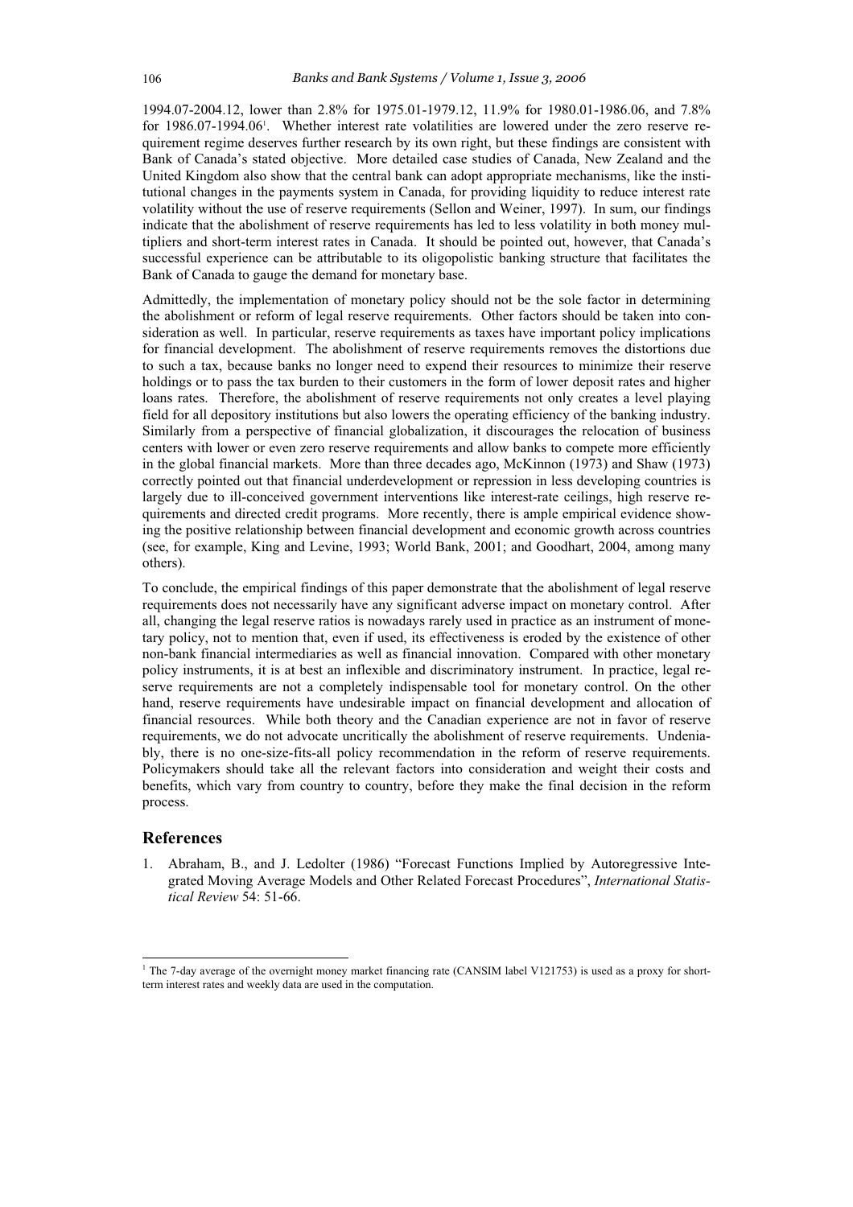1994.07-2004.12, lower than 2.8% for 1975.01-1979.12, 11.9% for 1980.01-1986.06, and 7.8% for 1986.07-1994.06[1]. Whether interest rate volatilities are lowered under the zero reserve requirement regime deserves further research by its own right, but these findings are consistent with Bank of Canada's stated objective. More detailed case studies of Canada, New Zealand and the United Kingdom also show that the central bank can adopt appropriate mechanisms, like the institutional changes in the payments system in Canada, for providing liquidity to reduce interest rate volatility without the use of reserve requirements (Sellon and Weiner, 1997). In sum, our findings indicate that the abolishment of reserve requirements has led to less volatility in both money multipliers and short-term interest rates in Canada. It should be pointed out, however, that Canada's successful experience can be attributable to its oligopolistic banking structure that facilitates the Bank of Canada to gauge the demand for monetary base.

Admittedly, the implementation of monetary policy should not be the sole factor in determining the abolishment or reform of legal reserve requirements. Other factors should be taken into consideration as well. In particular, reserve requirements as taxes have important policy implications for financial development. The abolishment of reserve requirements removes the distortions due to such a tax, because banks no longer need to expend their resources to minimize their reserve holdings or to pass the tax burden to their customers in the form of lower deposit rates and higher loans rates. Therefore, the abolishment of reserve requirements not only creates a level playing field for all depository institutions but also lowers the operating efficiency of the banking industry. Similarly from a perspective of financial globalization, it discourages the relocation of business centers with lower or even zero reserve requirements and allow banks to compete more efficiently in the global financial markets. More than three decades ago, McKinnon (1973) and Shaw (1973) correctly pointed out that financial underdevelopment or repression in less developing countries is largely due to ill-conceived government interventions like interest-rate ceilings, high reserve requirements and directed credit programs. More recently, there is ample empirical evidence showing the positive relationship between financial development and economic growth across countries (see, for example, King and Levine, 1993; World Bank, 2001; and Goodhart, 2004, among many others).

To conclude, the empirical findings of this paper demonstrate that the abolishment of legal reserve requirements does not necessarily have any significant adverse impact on monetary control. After all, changing the legal reserve ratios is nowadays rarely used in practice as an instrument of monetary policy, not to mention that, even if used, its effectiveness is eroded by the existence of other non-bank financial intermediaries as well as financial innovation. Compared with other monetary policy instruments, it is at best an inflexible and discriminatory instrument. In practice, legal reserve requirements are not a completely indispensable tool for monetary control. On the other hand, reserve requirements have undesirable impact on financial development and allocation of financial resources. While both theory and the Canadian experience are not in favor of reserve requirements, we do not advocate uncritically the abolishment of reserve requirements. Undeniably, there is no one-size-fits-all policy recommendation in the reform of reserve requirements. Policymakers should take all the relevant factors into consideration and weight their costs and benefits, which vary from country to country, before they make the final decision in the reform process.

## References

1. Abraham, B., and J. Ledolter (1986) "Forecast Functions Implied by Autoregressive Integrated Moving Average Models and Other Related Forecast Procedures", *International Statistical Review* 54: 51-66.

---

[1] The 7-day average of the overnight money market financing rate (CANSIM label V121753) is used as a proxy for short-term interest rates and weekly data are used in the computation.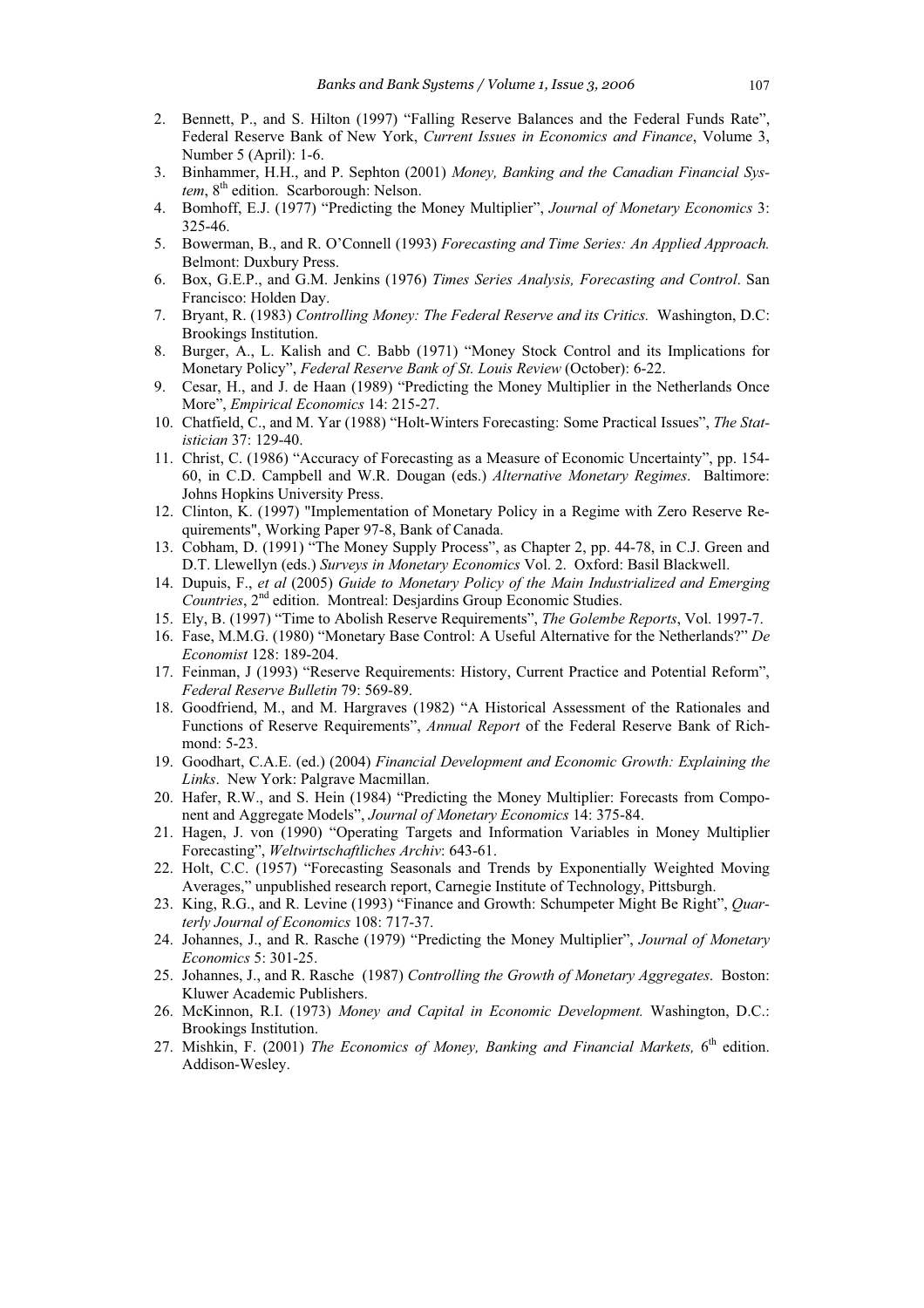2. Bennett, P., and S. Hilton (1997) "Falling Reserve Balances and the Federal Funds Rate", Federal Reserve Bank of New York, *Current Issues in Economics and Finance*, Volume 3, Number 5 (April): 1-6.
3. Binhammer, H.H., and P. Sephton (2001) *Money, Banking and the Canadian Financial System*, 8th edition. Scarborough: Nelson.
4. Bomhoff, E.J. (1977) "Predicting the Money Multiplier", *Journal of Monetary Economics* 3: 325-46.
5. Bowerman, B., and R. O'Connell (1993) *Forecasting and Time Series: An Applied Approach.* Belmont: Duxbury Press.
6. Box, G.E.P., and G.M. Jenkins (1976) *Times Series Analysis, Forecasting and Control*. San Francisco: Holden Day.
7. Bryant, R. (1983) *Controlling Money: The Federal Reserve and its Critics.* Washington, D.C: Brookings Institution.
8. Burger, A., L. Kalish and C. Babb (1971) "Money Stock Control and its Implications for Monetary Policy", *Federal Reserve Bank of St. Louis Review* (October): 6-22.
9. Cesar, H., and J. de Haan (1989) "Predicting the Money Multiplier in the Netherlands Once More", *Empirical Economics* 14: 215-27.
10. Chatfield, C., and M. Yar (1988) "Holt-Winters Forecasting: Some Practical Issues", *The Statistician* 37: 129-40.
11. Christ, C. (1986) "Accuracy of Forecasting as a Measure of Economic Uncertainty", pp. 154-60, in C.D. Campbell and W.R. Dougan (eds.) *Alternative Monetary Regimes*. Baltimore: Johns Hopkins University Press.
12. Clinton, K. (1997) "Implementation of Monetary Policy in a Regime with Zero Reserve Requirements", Working Paper 97-8, Bank of Canada.
13. Cobham, D. (1991) "The Money Supply Process", as Chapter 2, pp. 44-78, in C.J. Green and D.T. Llewellyn (eds.) *Surveys in Monetary Economics* Vol. 2. Oxford: Basil Blackwell.
14. Dupuis, F., *et al* (2005) *Guide to Monetary Policy of the Main Industrialized and Emerging Countries*, 2nd edition. Montreal: Desjardins Group Economic Studies.
15. Ely, B. (1997) "Time to Abolish Reserve Requirements", *The Golembe Reports*, Vol. 1997-7.
16. Fase, M.M.G. (1980) "Monetary Base Control: A Useful Alternative for the Netherlands?" *De Economist* 128: 189-204.
17. Feinman, J (1993) "Reserve Requirements: History, Current Practice and Potential Reform", *Federal Reserve Bulletin* 79: 569-89.
18. Goodfriend, M., and M. Hargraves (1982) "A Historical Assessment of the Rationales and Functions of Reserve Requirements", *Annual Report* of the Federal Reserve Bank of Richmond: 5-23.
19. Goodhart, C.A.E. (ed.) (2004) *Financial Development and Economic Growth: Explaining the Links*. New York: Palgrave Macmillan.
20. Hafer, R.W., and S. Hein (1984) "Predicting the Money Multiplier: Forecasts from Component and Aggregate Models", *Journal of Monetary Economics* 14: 375-84.
21. Hagen, J. von (1990) "Operating Targets and Information Variables in Money Multiplier Forecasting", *Weltwirtschaftliches Archiv*: 643-61.
22. Holt, C.C. (1957) "Forecasting Seasonals and Trends by Exponentially Weighted Moving Averages," unpublished research report, Carnegie Institute of Technology, Pittsburgh.
23. King, R.G., and R. Levine (1993) "Finance and Growth: Schumpeter Might Be Right", *Quarterly Journal of Economics* 108: 717-37.
24. Johannes, J., and R. Rasche (1979) "Predicting the Money Multiplier", *Journal of Monetary Economics* 5: 301-25.
25. Johannes, J., and R. Rasche (1987) *Controlling the Growth of Monetary Aggregates*. Boston: Kluwer Academic Publishers.
26. McKinnon, R.I. (1973) *Money and Capital in Economic Development.* Washington, D.C.: Brookings Institution.
27. Mishkin, F. (2001) *The Economics of Money, Banking and Financial Markets,* 6th edition. Addison-Wesley.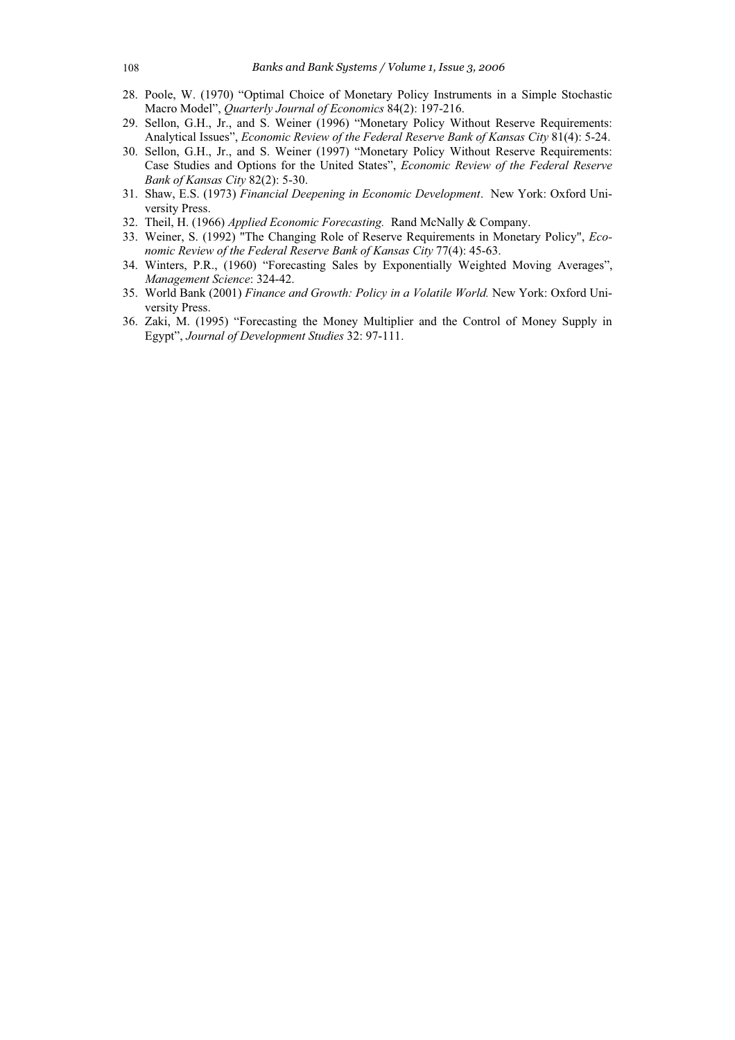28. Poole, W. (1970) "Optimal Choice of Monetary Policy Instruments in a Simple Stochastic Macro Model", *Quarterly Journal of Economics* 84(2): 197-216.
29. Sellon, G.H., Jr., and S. Weiner (1996) "Monetary Policy Without Reserve Requirements: Analytical Issues", *Economic Review of the Federal Reserve Bank of Kansas City* 81(4): 5-24.
30. Sellon, G.H., Jr., and S. Weiner (1997) "Monetary Policy Without Reserve Requirements: Case Studies and Options for the United States", *Economic Review of the Federal Reserve Bank of Kansas City* 82(2): 5-30.
31. Shaw, E.S. (1973) *Financial Deepening in Economic Development*. New York: Oxford University Press.
32. Theil, H. (1966) *Applied Economic Forecasting.* Rand McNally & Company.
33. Weiner, S. (1992) "The Changing Role of Reserve Requirements in Monetary Policy", *Economic Review of the Federal Reserve Bank of Kansas City* 77(4): 45-63.
34. Winters, P.R., (1960) "Forecasting Sales by Exponentially Weighted Moving Averages", *Management Science*: 324-42.
35. World Bank (2001) *Finance and Growth: Policy in a Volatile World.* New York: Oxford University Press.
36. Zaki, M. (1995) "Forecasting the Money Multiplier and the Control of Money Supply in Egypt", *Journal of Development Studies* 32: 97-111.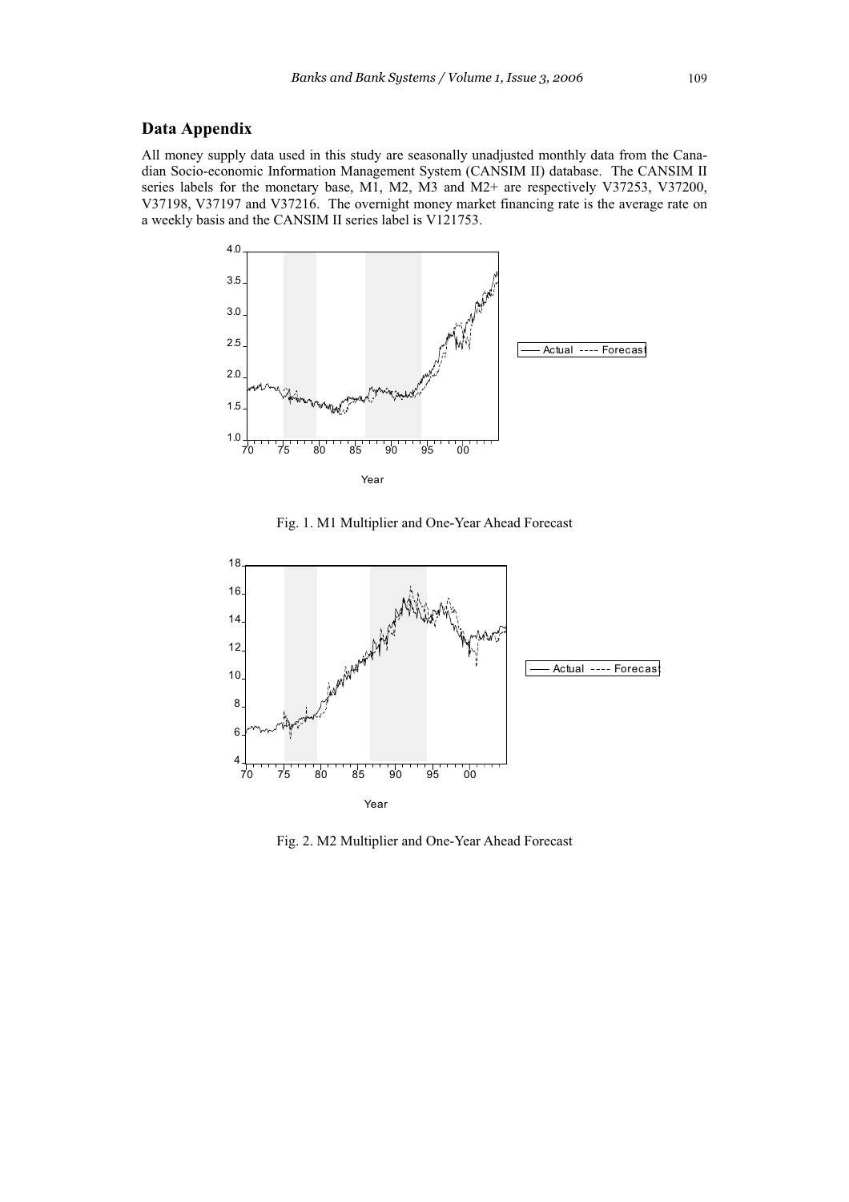## Data Appendix

All money supply data used in this study are seasonally unadjusted monthly data from the Canadian Socio-economic Information Management System (CANSIM II) database. The CANSIM II series labels for the monetary base, M1, M2, M3 and M2+ are respectively V37253, V37200, V37198, V37197 and V37216. The overnight money market financing rate is the average rate on a weekly basis and the CANSIM II series label is V121753.

Fig. 1. M1 Multiplier and One-Year Ahead Forecast

Fig. 2. M2 Multiplier and One-Year Ahead Forecast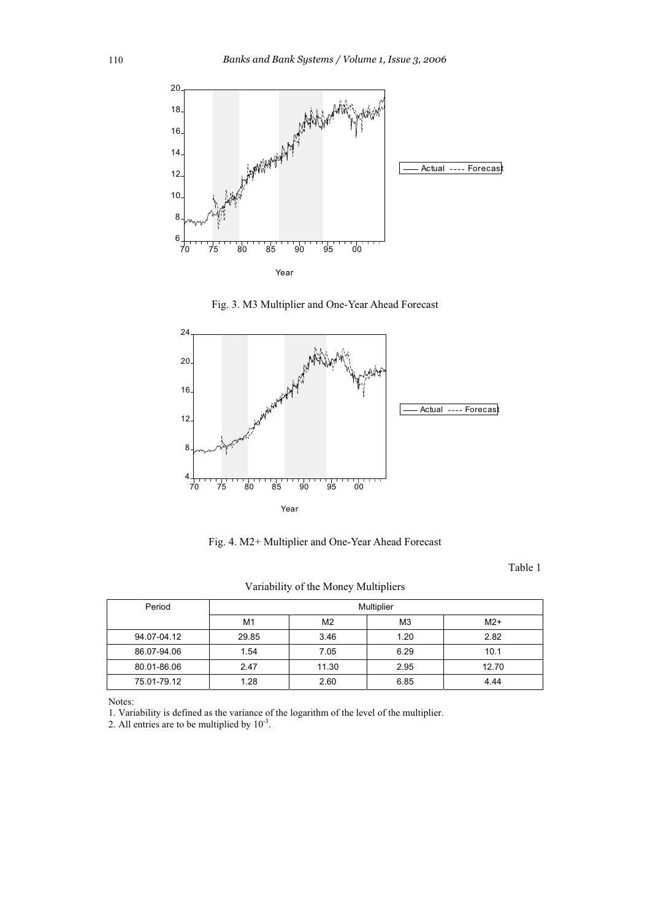Fig. 3. M3 Multiplier and One-Year Ahead Forecast

Fig. 4. M2+ Multiplier and One-Year Ahead Forecast

Table 1

Variability of the Money Multipliers

| Period | Multiplier | | | |
|---|---|---|---|---|
| | M1 | M2 | M3 | M2+ |
| 94.07-04.12 | 29.85 | 3.46 | 1.20 | 2.82 |
| 86.07-94.06 | 1.54 | 7.05 | 6.29 | 10.1 |
| 80.01-86.06 | 2.47 | 11.30 | 2.95 | 12.70 |
| 75.01-79.12 | 1.28 | 2.60 | 6.85 | 4.44 |

Notes:

1. Variability is defined as the variance of the logarithm of the level of the multiplier.
2. All entries are to be multiplied by $10^{-3}$.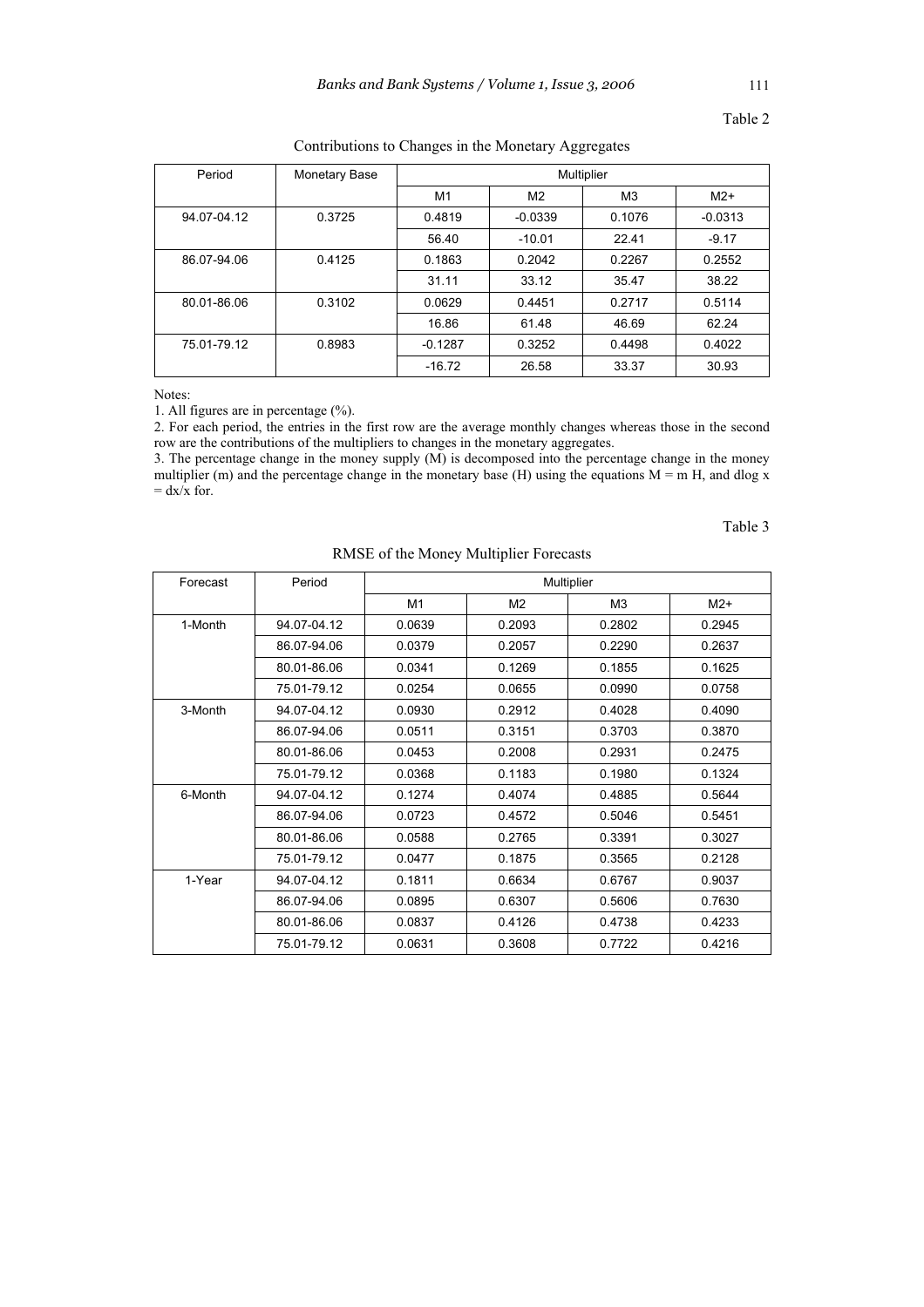Table 2

Contributions to Changes in the Monetary Aggregates

| Period | Monetary Base | Multiplier | | | |
|---|---|---|---|---|---|
| | | M1 | M2 | M3 | M2+ |
| 94.07-04.12 | 0.3725 | 0.4819 | -0.0339 | 0.1076 | -0.0313 |
| | | 56.40 | -10.01 | 22.41 | -9.17 |
| 86.07-94.06 | 0.4125 | 0.1863 | 0.2042 | 0.2267 | 0.2552 |
| | | 31.11 | 33.12 | 35.47 | 38.22 |
| 80.01-86.06 | 0.3102 | 0.0629 | 0.4451 | 0.2717 | 0.5114 |
| | | 16.86 | 61.48 | 46.69 | 62.24 |
| 75.01-79.12 | 0.8983 | -0.1287 | 0.3252 | 0.4498 | 0.4022 |
| | | -16.72 | 26.58 | 33.37 | 30.93 |

Notes:

1. All figures are in percentage (%).
2. For each period, the entries in the first row are the average monthly changes whereas those in the second row are the contributions of the multipliers to changes in the monetary aggregates.
3. The percentage change in the money supply (M) is decomposed into the percentage change in the money multiplier (m) and the percentage change in the monetary base (H) using the equations $M = m H$, and $d\log x = dx/x$ for.

Table 3

RMSE of the Money Multiplier Forecasts

| Forecast | Period | Multiplier | | | |
|---|---|---|---|---|---|
| | | M1 | M2 | M3 | M2+ |
| 1-Month | 94.07-04.12 | 0.0639 | 0.2093 | 0.2802 | 0.2945 |
| | 86.07-94.06 | 0.0379 | 0.2057 | 0.2290 | 0.2637 |
| | 80.01-86.06 | 0.0341 | 0.1269 | 0.1855 | 0.1625 |
| | 75.01-79.12 | 0.0254 | 0.0655 | 0.0990 | 0.0758 |
| 3-Month | 94.07-04.12 | 0.0930 | 0.2912 | 0.4028 | 0.4090 |
| | 86.07-94.06 | 0.0511 | 0.3151 | 0.3703 | 0.3870 |
| | 80.01-86.06 | 0.0453 | 0.2008 | 0.2931 | 0.2475 |
| | 75.01-79.12 | 0.0368 | 0.1183 | 0.1980 | 0.1324 |
| 6-Month | 94.07-04.12 | 0.1274 | 0.4074 | 0.4885 | 0.5644 |
| | 86.07-94.06 | 0.0723 | 0.4572 | 0.5046 | 0.5451 |
| | 80.01-86.06 | 0.0588 | 0.2765 | 0.3391 | 0.3027 |
| | 75.01-79.12 | 0.0477 | 0.1875 | 0.3565 | 0.2128 |
| 1-Year | 94.07-04.12 | 0.1811 | 0.6634 | 0.6767 | 0.9037 |
| | 86.07-94.06 | 0.0895 | 0.6307 | 0.5606 | 0.7630 |
| | 80.01-86.06 | 0.0837 | 0.4126 | 0.4738 | 0.4233 |
| | 75.01-79.12 | 0.0631 | 0.3608 | 0.7722 | 0.4216 |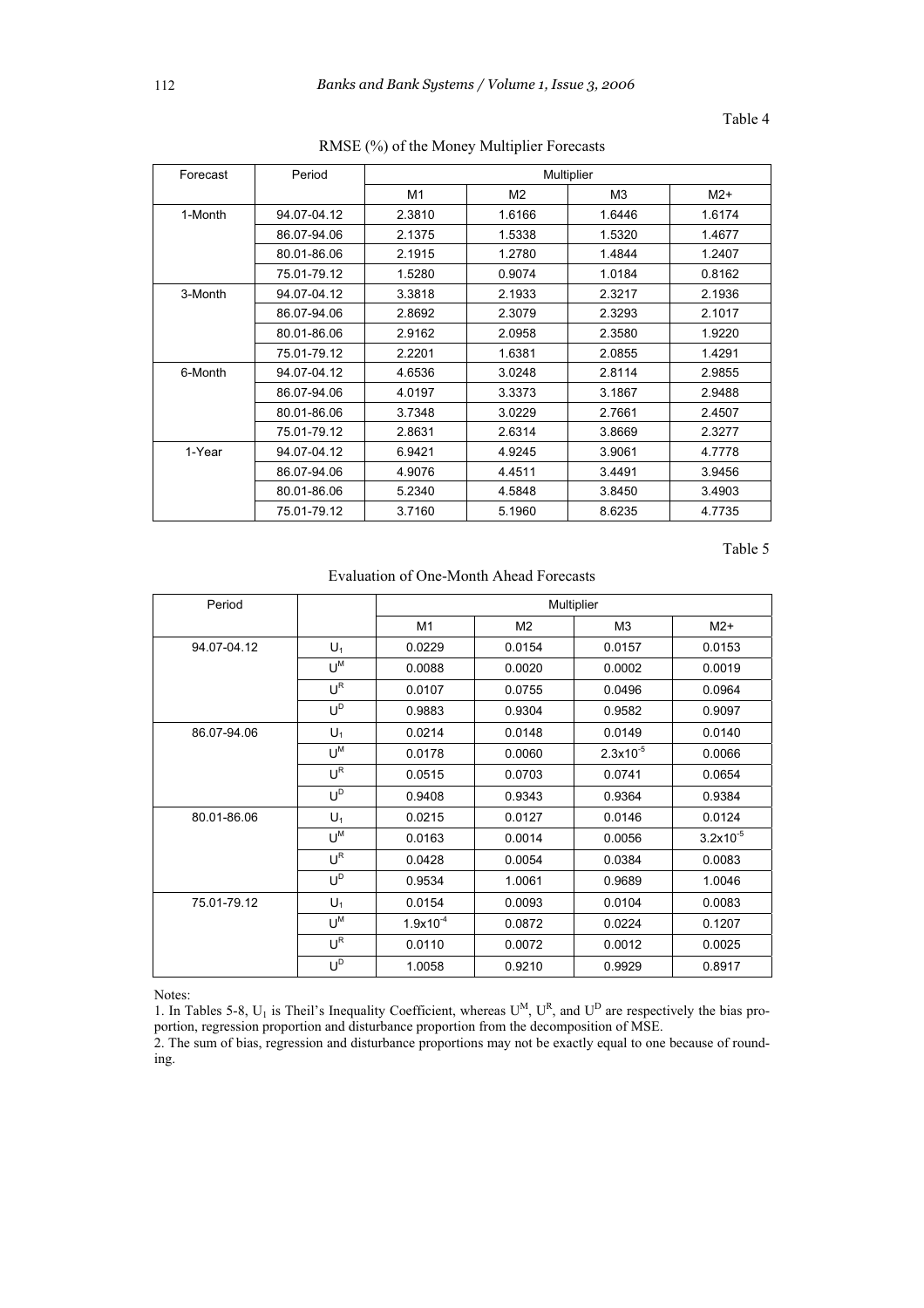Table 4

RMSE (%) of the Money Multiplier Forecasts

| Forecast | Period | Multiplier | | | |
|---|---|---|---|---|---|
| | | M1 | M2 | M3 | M2+ |
| 1-Month | 94.07-04.12 | 2.3810 | 1.6166 | 1.6446 | 1.6174 |
| | 86.07-94.06 | 2.1375 | 1.5338 | 1.5320 | 1.4677 |
| | 80.01-86.06 | 2.1915 | 1.2780 | 1.4844 | 1.2407 |
| | 75.01-79.12 | 1.5280 | 0.9074 | 1.0184 | 0.8162 |
| 3-Month | 94.07-04.12 | 3.3818 | 2.1933 | 2.3217 | 2.1936 |
| | 86.07-94.06 | 2.8692 | 2.3079 | 2.3293 | 2.1017 |
| | 80.01-86.06 | 2.9162 | 2.0958 | 2.3580 | 1.9220 |
| | 75.01-79.12 | 2.2201 | 1.6381 | 2.0855 | 1.4291 |
| 6-Month | 94.07-04.12 | 4.6536 | 3.0248 | 2.8114 | 2.9855 |
| | 86.07-94.06 | 4.0197 | 3.3373 | 3.1867 | 2.9488 |
| | 80.01-86.06 | 3.7348 | 3.0229 | 2.7661 | 2.4507 |
| | 75.01-79.12 | 2.8631 | 2.6314 | 3.8669 | 2.3277 |
| 1-Year | 94.07-04.12 | 6.9421 | 4.9245 | 3.9061 | 4.7778 |
| | 86.07-94.06 | 4.9076 | 4.4511 | 3.4491 | 3.9456 |
| | 80.01-86.06 | 5.2340 | 4.5848 | 3.8450 | 3.4903 |
| | 75.01-79.12 | 3.7160 | 5.1960 | 8.6235 | 4.7735 |

Table 5

Evaluation of One-Month Ahead Forecasts

| Period | | Multiplier | | | |
|---|---|---|---|---|---|
| | | M1 | M2 | M3 | M2+ |
| 94.07-04.12 | $U_1$ | 0.0229 | 0.0154 | 0.0157 | 0.0153 |
| | $U^M$ | 0.0088 | 0.0020 | 0.0002 | 0.0019 |
| | $U^R$ | 0.0107 | 0.0755 | 0.0496 | 0.0964 |
| | $U^D$ | 0.9883 | 0.9304 | 0.9582 | 0.9097 |
| 86.07-94.06 | $U_1$ | 0.0214 | 0.0148 | 0.0149 | 0.0140 |
| | $U^M$ | 0.0178 | 0.0060 | $2.3\text{x}10^{-5}$ | 0.0066 |
| | $U^R$ | 0.0515 | 0.0703 | 0.0741 | 0.0654 |
| | $U^D$ | 0.9408 | 0.9343 | 0.9364 | 0.9384 |
| 80.01-86.06 | $U_1$ | 0.0215 | 0.0127 | 0.0146 | 0.0124 |
| | $U^M$ | 0.0163 | 0.0014 | 0.0056 | $3.2\text{x}10^{-5}$ |
| | $U^R$ | 0.0428 | 0.0054 | 0.0384 | 0.0083 |
| | $U^D$ | 0.9534 | 1.0061 | 0.9689 | 1.0046 |
| 75.01-79.12 | $U_1$ | 0.0154 | 0.0093 | 0.0104 | 0.0083 |
| | $U^M$ | $1.9\text{x}10^{-4}$ | 0.0872 | 0.0224 | 0.1207 |
| | $U^R$ | 0.0110 | 0.0072 | 0.0012 | 0.0025 |
| | $U^D$ | 1.0058 | 0.9210 | 0.9929 | 0.8917 |

Notes:
1. In Tables 5-8, $U_1$ is Theil's Inequality Coefficient, whereas $U^M$, $U^R$, and $U^D$ are respectively the bias proportion, regression proportion and disturbance proportion from the decomposition of MSE.
2. The sum of bias, regression and disturbance proportions may not be exactly equal to one because of rounding.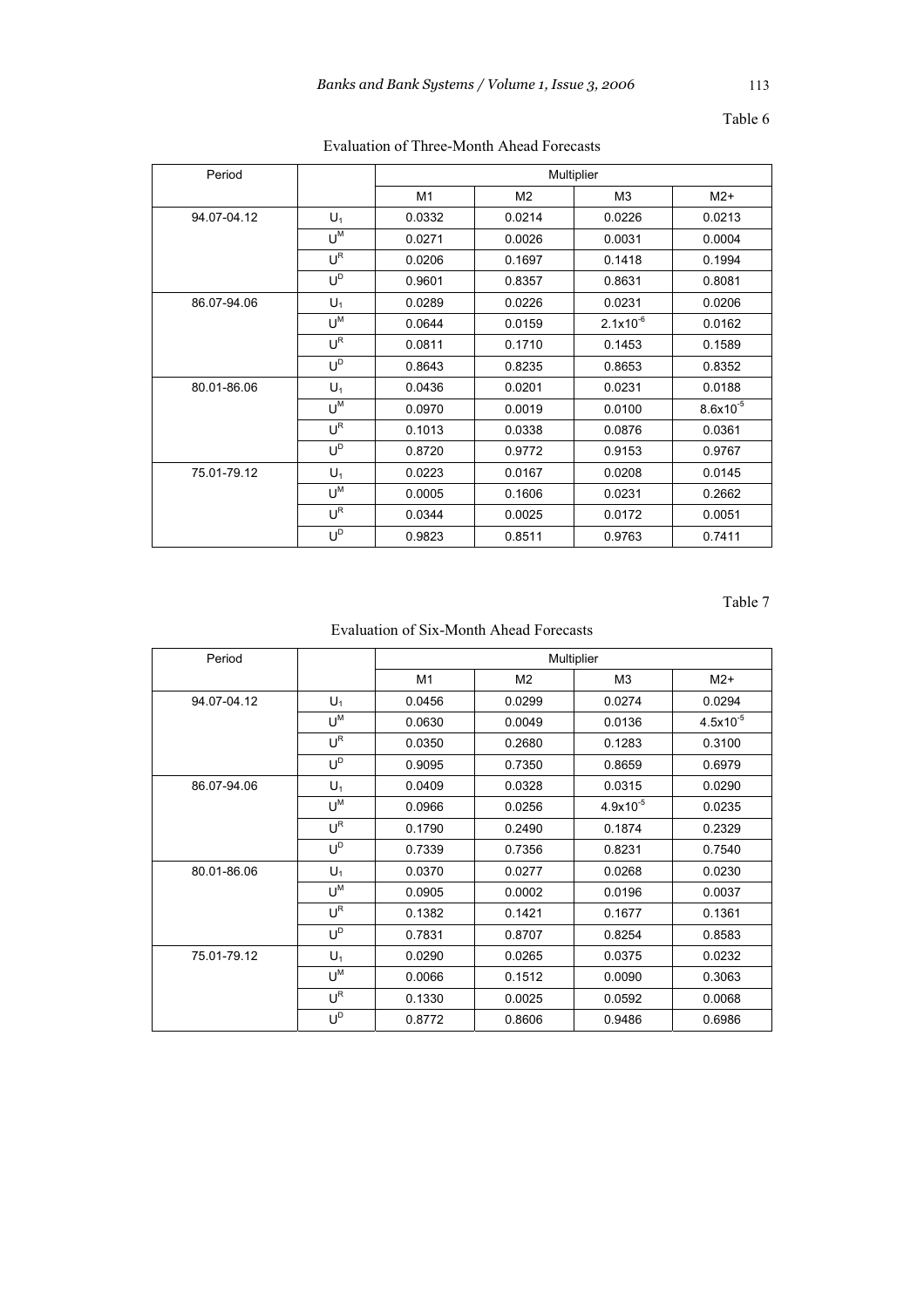Table 6

Evaluation of Three-Month Ahead Forecasts

| Period | | Multiplier | | | |
|---|---|---|---|---|---|
| | | M1 | M2 | M3 | M2+ |
| 94.07-04.12 | $U_1$ | 0.0332 | 0.0214 | 0.0226 | 0.0213 |
| | $U^M$ | 0.0271 | 0.0026 | 0.0031 | 0.0004 |
| | $U^R$ | 0.0206 | 0.1697 | 0.1418 | 0.1994 |
| | $U^D$ | 0.9601 | 0.8357 | 0.8631 | 0.8081 |
| 86.07-94.06 | $U_1$ | 0.0289 | 0.0226 | 0.0231 | 0.0206 |
| | $U^M$ | 0.0644 | 0.0159 | $2.1 \times 10^{-6}$ | 0.0162 |
| | $U^R$ | 0.0811 | 0.1710 | 0.1453 | 0.1589 |
| | $U^D$ | 0.8643 | 0.8235 | 0.8653 | 0.8352 |
| 80.01-86.06 | $U_1$ | 0.0436 | 0.0201 | 0.0231 | 0.0188 |
| | $U^M$ | 0.0970 | 0.0019 | 0.0100 | $8.6 \times 10^{-5}$ |
| | $U^R$ | 0.1013 | 0.0338 | 0.0876 | 0.0361 |
| | $U^D$ | 0.8720 | 0.9772 | 0.9153 | 0.9767 |
| 75.01-79.12 | $U_1$ | 0.0223 | 0.0167 | 0.0208 | 0.0145 |
| | $U^M$ | 0.0005 | 0.1606 | 0.0231 | 0.2662 |
| | $U^R$ | 0.0344 | 0.0025 | 0.0172 | 0.0051 |
| | $U^D$ | 0.9823 | 0.8511 | 0.9763 | 0.7411 |

Table 7

Evaluation of Six-Month Ahead Forecasts

| Period | | Multiplier | | | |
|---|---|---|---|---|---|
| | | M1 | M2 | M3 | M2+ |
| 94.07-04.12 | $U_1$ | 0.0456 | 0.0299 | 0.0274 | 0.0294 |
| | $U^M$ | 0.0630 | 0.0049 | 0.0136 | $4.5 \times 10^{-5}$ |
| | $U^R$ | 0.0350 | 0.2680 | 0.1283 | 0.3100 |
| | $U^D$ | 0.9095 | 0.7350 | 0.8659 | 0.6979 |
| 86.07-94.06 | $U_1$ | 0.0409 | 0.0328 | 0.0315 | 0.0290 |
| | $U^M$ | 0.0966 | 0.0256 | $4.9 \times 10^{-5}$ | 0.0235 |
| | $U^R$ | 0.1790 | 0.2490 | 0.1874 | 0.2329 |
| | $U^D$ | 0.7339 | 0.7356 | 0.8231 | 0.7540 |
| 80.01-86.06 | $U_1$ | 0.0370 | 0.0277 | 0.0268 | 0.0230 |
| | $U^M$ | 0.0905 | 0.0002 | 0.0196 | 0.0037 |
| | $U^R$ | 0.1382 | 0.1421 | 0.1677 | 0.1361 |
| | $U^D$ | 0.7831 | 0.8707 | 0.8254 | 0.8583 |
| 75.01-79.12 | $U_1$ | 0.0290 | 0.0265 | 0.0375 | 0.0232 |
| | $U^M$ | 0.0066 | 0.1512 | 0.0090 | 0.3063 |
| | $U^R$ | 0.1330 | 0.0025 | 0.0592 | 0.0068 |
| | $U^D$ | 0.8772 | 0.8606 | 0.9486 | 0.6986 |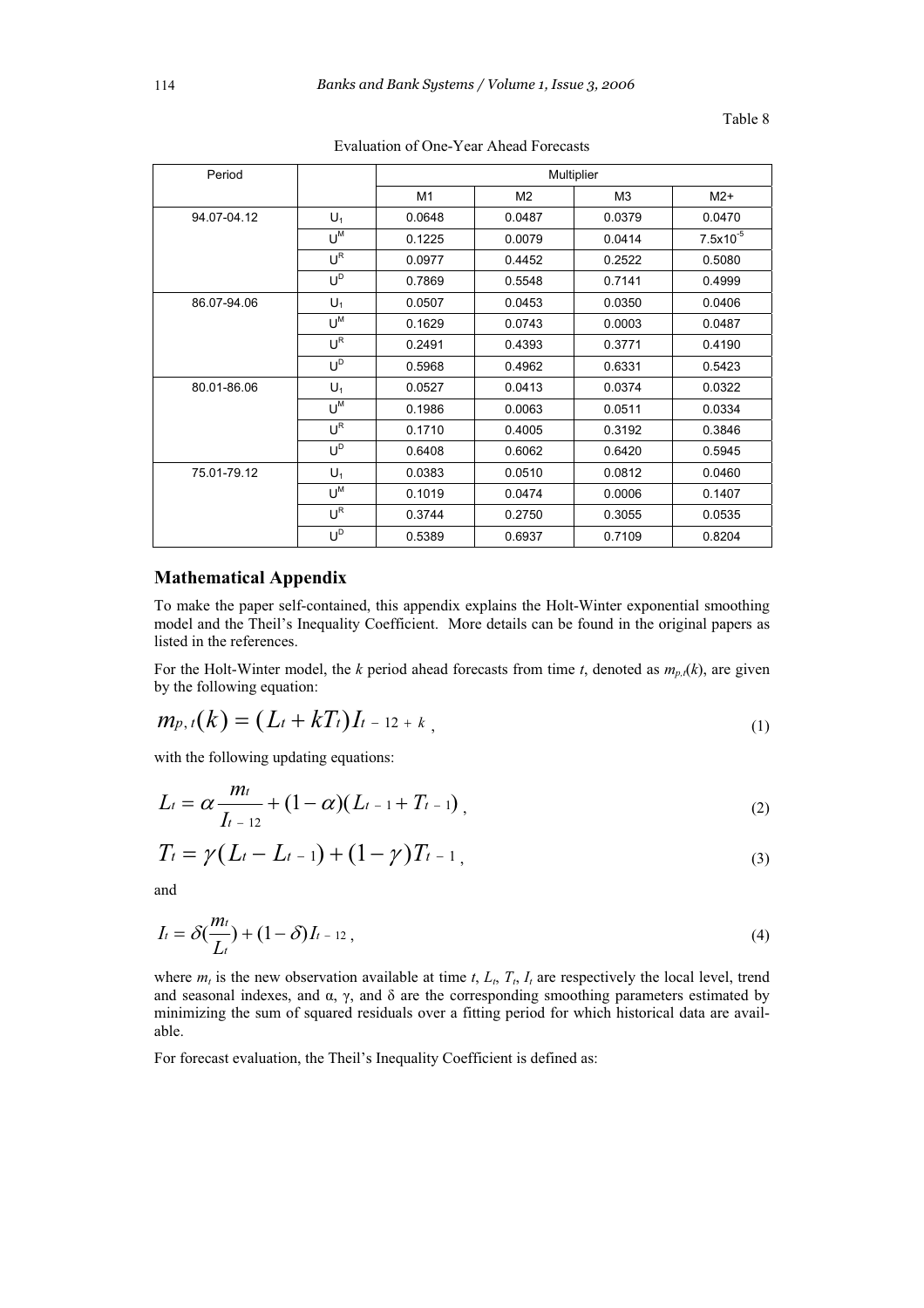Table 8

Evaluation of One-Year Ahead Forecasts

| Period | | Multiplier | | | |
|---|---|---|---|---|---|
| | | M1 | M2 | M3 | M2+ |
| 94.07-04.12 | $U_1$ | 0.0648 | 0.0487 | 0.0379 | 0.0470 |
| | $U^M$ | 0.1225 | 0.0079 | 0.0414 | $7.5 \times 10^{-5}$ |
| | $U^R$ | 0.0977 | 0.4452 | 0.2522 | 0.5080 |
| | $U^D$ | 0.7869 | 0.5548 | 0.7141 | 0.4999 |
| 86.07-94.06 | $U_1$ | 0.0507 | 0.0453 | 0.0350 | 0.0406 |
| | $U^M$ | 0.1629 | 0.0743 | 0.0003 | 0.0487 |
| | $U^R$ | 0.2491 | 0.4393 | 0.3771 | 0.4190 |
| | $U^D$ | 0.5968 | 0.4962 | 0.6331 | 0.5423 |
| 80.01-86.06 | $U_1$ | 0.0527 | 0.0413 | 0.0374 | 0.0322 |
| | $U^M$ | 0.1986 | 0.0063 | 0.0511 | 0.0334 |
| | $U^R$ | 0.1710 | 0.4005 | 0.3192 | 0.3846 |
| | $U^D$ | 0.6408 | 0.6062 | 0.6420 | 0.5945 |
| 75.01-79.12 | $U_1$ | 0.0383 | 0.0510 | 0.0812 | 0.0460 |
| | $U^M$ | 0.1019 | 0.0474 | 0.0006 | 0.1407 |
| | $U^R$ | 0.3744 | 0.2750 | 0.3055 | 0.0535 |
| | $U^D$ | 0.5389 | 0.6937 | 0.7109 | 0.8204 |

## Mathematical Appendix

To make the paper self-contained, this appendix explains the Holt-Winter exponential smoothing model and the Theil's Inequality Coefficient. More details can be found in the original papers as listed in the references.

For the Holt-Winter model, the $k$ period ahead forecasts from time $t$, denoted as $m_{p,t}(k)$, are given by the following equation:

$$m_{p,t}(k) = (L_t + kT_t)I_{t-12+k}, \tag{1}$$

with the following updating equations:

$$L_t = \alpha \frac{m_t}{I_{t-12}} + (1-\alpha)(L_{t-1} + T_{t-1}), \tag{2}$$

$$T_t = \gamma(L_t - L_{t-1}) + (1-\gamma)T_{t-1}, \tag{3}$$

and

$$I_t = \delta\left(\frac{m_t}{L_t}\right) + (1-\delta)I_{t-12}, \tag{4}$$

where $m_t$ is the new observation available at time $t$, $L_t$, $T_t$, $I_t$ are respectively the local level, trend and seasonal indexes, and $\alpha$, $\gamma$, and $\delta$ are the corresponding smoothing parameters estimated by minimizing the sum of squared residuals over a fitting period for which historical data are available.

For forecast evaluation, the Theil's Inequality Coefficient is defined as: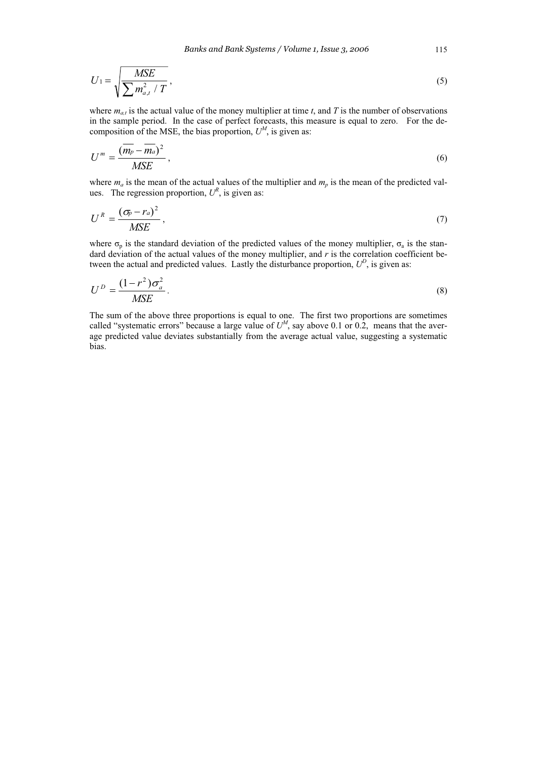$$U_1 = \sqrt{\frac{MSE}{\sum m_{a,t}^2 / T}}, \tag{5}$$

where $m_{a,t}$ is the actual value of the money multiplier at time $t$, and $T$ is the number of observations in the sample period. In the case of perfect forecasts, this measure is equal to zero. For the decomposition of the MSE, the bias proportion, $U^M$, is given as:

$$U^m = \frac{(\overline{m_p} - \overline{m_a})^2}{MSE}, \tag{6}$$

where $m_a$ is the mean of the actual values of the multiplier and $m_p$ is the mean of the predicted values. The regression proportion, $U^R$, is given as:

$$U^R = \frac{(\sigma_p - r_a)^2}{MSE}, \tag{7}$$

where $\sigma_p$ is the standard deviation of the predicted values of the money multiplier, $\sigma_a$ is the standard deviation of the actual values of the money multiplier, and $r$ is the correlation coefficient between the actual and predicted values. Lastly the disturbance proportion, $U^D$, is given as:

$$U^D = \frac{(1 - r^2)\sigma_a^2}{MSE}. \tag{8}$$

The sum of the above three proportions is equal to one. The first two proportions are sometimes called "systematic errors" because a large value of $U^M$, say above 0.1 or 0.2, means that the average predicted value deviates substantially from the average actual value, suggesting a systematic bias.